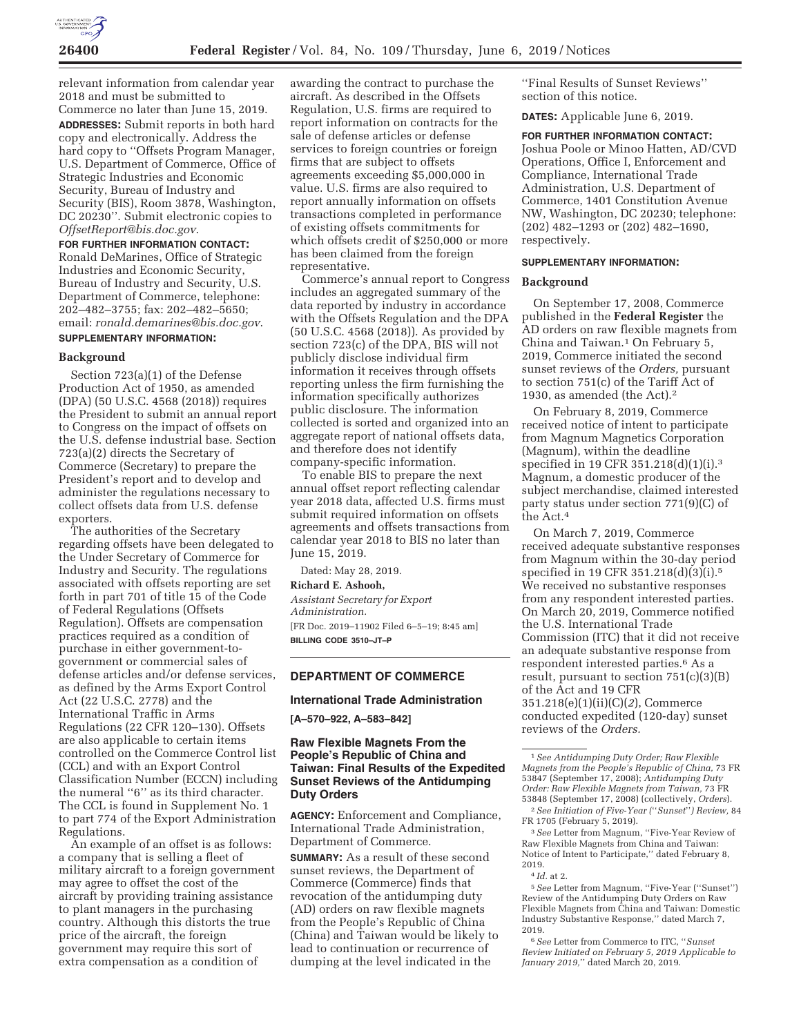relevant information from calendar year 2018 and must be submitted to Commerce no later than June 15, 2019.

**ADDRESSES:** Submit reports in both hard copy and electronically. Address the hard copy to "Offsets Program Manager, U.S. Department of Commerce, Office of Strategic Industries and Economic Security, Bureau of Industry and Security (BIS), Room 3878, Washington, DC 20230". Submit electronic copies to *OffsetReport@bis.doc.gov*.

**FOR FURTHER INFORMATION CONTACT:** Ronald DeMarines, Office of Strategic Industries and Economic Security, Bureau of Industry and Security, U.S. Department of Commerce, telephone: 202–482–3755; fax: 202–482–5650; email: *ronald.demarines@bis.doc.gov*.

**SUPPLEMENTARY INFORMATION:**

**Background**

Section 723(a)(1) of the Defense Production Act of 1950, as amended (DPA) (50 U.S.C. 4568 (2018)) requires the President to submit an annual report to Congress on the impact of offsets on the U.S. defense industrial base. Section 723(a)(2) directs the Secretary of Commerce (Secretary) to prepare the President's report and to develop and administer the regulations necessary to collect offsets data from U.S. defense exporters.

The authorities of the Secretary regarding offsets have been delegated to the Under Secretary of Commerce for Industry and Security. The regulations associated with offsets reporting are set forth in part 701 of title 15 of the Code of Federal Regulations (Offsets Regulation). Offsets are compensation practices required as a condition of purchase in either government-to-government or commercial sales of defense articles and/or defense services, as defined by the Arms Export Control Act (22 U.S.C. 2778) and the International Traffic in Arms Regulations (22 CFR 120–130). Offsets are also applicable to certain items controlled on the Commerce Control list (CCL) and with an Export Control Classification Number (ECCN) including the numeral "6" as its third character. The CCL is found in Supplement No. 1 to part 774 of the Export Administration Regulations.

An example of an offset is as follows: a company that is selling a fleet of military aircraft to a foreign government may agree to offset the cost of the aircraft by providing training assistance to plant managers in the purchasing country. Although this distorts the true price of the aircraft, the foreign government may require this sort of extra compensation as a condition of awarding the contract to purchase the aircraft. As described in the Offsets Regulation, U.S. firms are required to report information on contracts for the sale of defense articles or defense services to foreign countries or foreign firms that are subject to offsets agreements exceeding $5,000,000 in value. U.S. firms are also required to report annually information on offsets transactions completed in performance of existing offsets commitments for which offsets credit of $250,000 or more has been claimed from the foreign representative.

Commerce's annual report to Congress includes an aggregated summary of the data reported by industry in accordance with the Offsets Regulation and the DPA (50 U.S.C. 4568 (2018)). As provided by section 723(c) of the DPA, BIS will not publicly disclose individual firm information it receives through offsets reporting unless the firm furnishing the information specifically authorizes public disclosure. The information collected is sorted and organized into an aggregate report of national offsets data, and therefore does not identify company-specific information.

To enable BIS to prepare the next annual offset report reflecting calendar year 2018 data, affected U.S. firms must submit required information on offsets agreements and offsets transactions from calendar year 2018 to BIS no later than June 15, 2019.

Dated: May 28, 2019.

**Richard E. Ashooh,**

*Assistant Secretary for Export Administration.*

[FR Doc. 2019–11902 Filed 6–5–19; 8:45 am]

**BILLING CODE 3510–JT–P**

---

## DEPARTMENT OF COMMERCE

### International Trade Administration

**[A–570–922, A–583–842]**

### Raw Flexible Magnets From the People's Republic of China and Taiwan: Final Results of the Expedited Sunset Reviews of the Antidumping Duty Orders

**AGENCY:** Enforcement and Compliance, International Trade Administration, Department of Commerce.

**SUMMARY:** As a result of these second sunset reviews, the Department of Commerce (Commerce) finds that revocation of the antidumping duty (AD) orders on raw flexible magnets from the People's Republic of China (China) and Taiwan would be likely to lead to continuation or recurrence of dumping at the level indicated in the "Final Results of Sunset Reviews" section of this notice.

**DATES:** Applicable June 6, 2019.

**FOR FURTHER INFORMATION CONTACT:** Joshua Poole or Minoo Hatten, AD/CVD Operations, Office I, Enforcement and Compliance, International Trade Administration, U.S. Department of Commerce, 1401 Constitution Avenue NW, Washington, DC 20230; telephone: (202) 482–1293 or (202) 482–1690, respectively.

**SUPPLEMENTARY INFORMATION:**

**Background**

On September 17, 2008, Commerce published in the **Federal Register** the AD orders on raw flexible magnets from China and Taiwan.[1] On February 5, 2019, Commerce initiated the second sunset reviews of the *Orders,* pursuant to section 751(c) of the Tariff Act of 1930, as amended (the Act).[2]

On February 8, 2019, Commerce received notice of intent to participate from Magnum Magnetics Corporation (Magnum), within the deadline specified in 19 CFR 351.218(d)(1)(i).[3] Magnum, a domestic producer of the subject merchandise, claimed interested party status under section 771(9)(C) of the Act.[4]

On March 7, 2019, Commerce received adequate substantive responses from Magnum within the 30-day period specified in 19 CFR 351.218(d)(3)(i).[5] We received no substantive responses from any respondent interested parties. On March 20, 2019, Commerce notified the U.S. International Trade Commission (ITC) that it did not receive an adequate substantive response from respondent interested parties.[6] As a result, pursuant to section 751(c)(3)(B) of the Act and 19 CFR 351.218(e)(1)(ii)(C)(*2*), Commerce conducted expedited (120-day) sunset reviews of the *Orders.*

---

[1] *See Antidumping Duty Order; Raw Flexible Magnets from the People's Republic of China,* 73 FR 53847 (September 17, 2008); *Antidumping Duty Order: Raw Flexible Magnets from Taiwan,* 73 FR 53848 (September 17, 2008) (collectively, *Orders*).

[2] *See Initiation of Five-Year ("Sunset") Review,* 84 FR 1705 (February 5, 2019).

[3] *See* Letter from Magnum, "Five-Year Review of Raw Flexible Magnets from China and Taiwan: Notice of Intent to Participate," dated February 8, 2019.

[4] *Id.* at 2.

[5] *See* Letter from Magnum, "Five-Year ("Sunset") Review of the Antidumping Duty Orders on Raw Flexible Magnets from China and Taiwan: Domestic Industry Substantive Response," dated March 7, 2019.

[6] *See* Letter from Commerce to ITC, "*Sunset Review Initiated on February 5, 2019 Applicable to January 2019,*" dated March 20, 2019.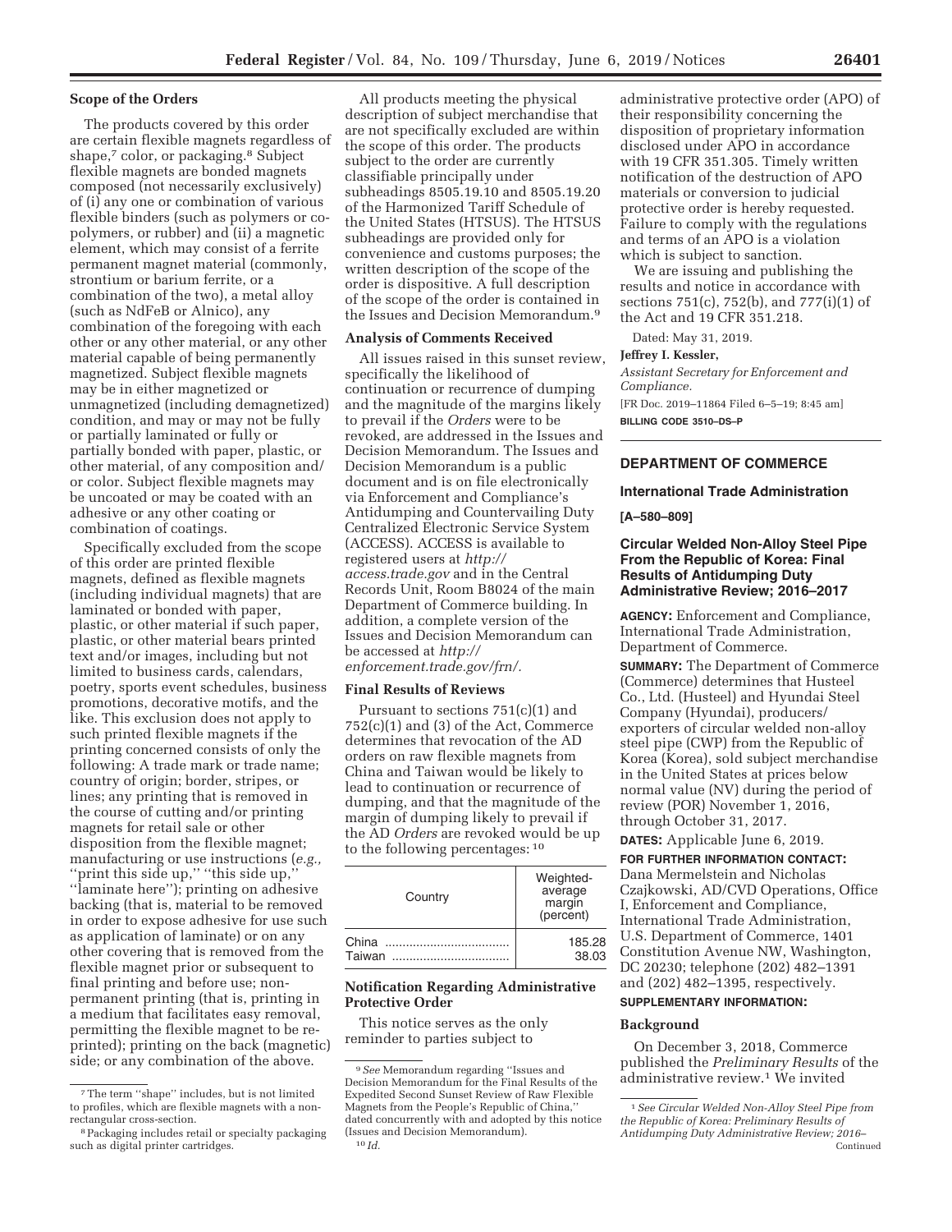### Scope of the Orders

The products covered by this order are certain flexible magnets regardless of shape,[7] color, or packaging.[8] Subject flexible magnets are bonded magnets composed (not necessarily exclusively) of (i) any one or combination of various flexible binders (such as polymers or co-polymers, or rubber) and (ii) a magnetic element, which may consist of a ferrite permanent magnet material (commonly, strontium or barium ferrite, or a combination of the two), a metal alloy (such as NdFeB or Alnico), any combination of the foregoing with each other or any other material, or any other material capable of being permanently magnetized. Subject flexible magnets may be in either magnetized or unmagnetized (including demagnetized) condition, and may or may not be fully or partially laminated or fully or partially bonded with paper, plastic, or other material, of any composition and/or color. Subject flexible magnets may be uncoated or may be coated with an adhesive or any other coating or combination of coatings.

Specifically excluded from the scope of this order are printed flexible magnets, defined as flexible magnets (including individual magnets) that are laminated or bonded with paper, plastic, or other material if such paper, plastic, or other material bears printed text and/or images, including but not limited to business cards, calendars, poetry, sports event schedules, business promotions, decorative motifs, and the like. This exclusion does not apply to such printed flexible magnets if the printing concerned consists of only the following: A trade mark or trade name; country of origin; border, stripes, or lines; any printing that is removed in the course of cutting and/or printing magnets for retail sale or other disposition from the flexible magnet; manufacturing or use instructions (*e.g.,* ''print this side up,'' ''this side up,'' ''laminate here''); printing on adhesive backing (that is, material to be removed in order to expose adhesive for use such as application of laminate) or on any other covering that is removed from the flexible magnet prior or subsequent to final printing and before use; non-permanent printing (that is, printing in a medium that facilitates easy removal, permitting the flexible magnet to be re-printed); printing on the back (magnetic) side; or any combination of the above.

All products meeting the physical description of subject merchandise that are not specifically excluded are within the scope of this order. The products subject to the order are currently classifiable principally under subheadings 8505.19.10 and 8505.19.20 of the Harmonized Tariff Schedule of the United States (HTSUS). The HTSUS subheadings are provided only for convenience and customs purposes; the written description of the scope of the order is dispositive. A full description of the scope of the order is contained in the Issues and Decision Memorandum.[9]

### Analysis of Comments Received

All issues raised in this sunset review, specifically the likelihood of continuation or recurrence of dumping and the magnitude of the margins likely to prevail if the *Orders* were to be revoked, are addressed in the Issues and Decision Memorandum. The Issues and Decision Memorandum is a public document and is on file electronically via Enforcement and Compliance's Antidumping and Countervailing Duty Centralized Electronic Service System (ACCESS). ACCESS is available to registered users at *http://access.trade.gov* and in the Central Records Unit, Room B8024 of the main Department of Commerce building. In addition, a complete version of the Issues and Decision Memorandum can be accessed at *http://enforcement.trade.gov/frn/.*

### Final Results of Reviews

Pursuant to sections 751(c)(1) and 752(c)(1) and (3) of the Act, Commerce determines that revocation of the AD orders on raw flexible magnets from China and Taiwan would be likely to lead to continuation or recurrence of dumping, and that the magnitude of the margin of dumping likely to prevail if the AD *Orders* are revoked would be up to the following percentages: [10]

| Country | Weighted-average margin (percent) |
|---|---|
| China | 185.28 |
| Taiwan | 38.03 |

### Notification Regarding Administrative Protective Order

This notice serves as the only reminder to parties subject to administrative protective order (APO) of their responsibility concerning the disposition of proprietary information disclosed under APO in accordance with 19 CFR 351.305. Timely written notification of the destruction of APO materials or conversion to judicial protective order is hereby requested. Failure to comply with the regulations and terms of an APO is a violation which is subject to sanction.

We are issuing and publishing the results and notice in accordance with sections 751(c), 752(b), and 777(i)(1) of the Act and 19 CFR 351.218.

Dated: May 31, 2019.

**Jeffrey I. Kessler,**

*Assistant Secretary for Enforcement and Compliance.*

[FR Doc. 2019–11864 Filed 6–5–19; 8:45 am]

**BILLING CODE 3510–DS–P**

[7] The term ''shape'' includes, but is not limited to profiles, which are flexible magnets with a non-rectangular cross-section.

[8] Packaging includes retail or specialty packaging such as digital printer cartridges.

[9] *See* Memorandum regarding ''Issues and Decision Memorandum for the Final Results of the Expedited Second Sunset Review of Raw Flexible Magnets from the People's Republic of China,'' dated concurrently with and adopted by this notice (Issues and Decision Memorandum).

[10] *Id.*

---

## DEPARTMENT OF COMMERCE

### International Trade Administration

**[A–580–809]**

### Circular Welded Non-Alloy Steel Pipe From the Republic of Korea: Final Results of Antidumping Duty Administrative Review; 2016–2017

**AGENCY:** Enforcement and Compliance, International Trade Administration, Department of Commerce.

**SUMMARY:** The Department of Commerce (Commerce) determines that Husteel Co., Ltd. (Husteel) and Hyundai Steel Company (Hyundai), producers/exporters of circular welded non-alloy steel pipe (CWP) from the Republic of Korea (Korea), sold subject merchandise in the United States at prices below normal value (NV) during the period of review (POR) November 1, 2016, through October 31, 2017.

**DATES:** Applicable June 6, 2019.

**FOR FURTHER INFORMATION CONTACT:** Dana Mermelstein and Nicholas Czajkowski, AD/CVD Operations, Office I, Enforcement and Compliance, International Trade Administration, U.S. Department of Commerce, 1401 Constitution Avenue NW, Washington, DC 20230; telephone (202) 482–1391 and (202) 482–1395, respectively.

**SUPPLEMENTARY INFORMATION:**

### Background

On December 3, 2018, Commerce published the *Preliminary Results* of the administrative review.[1] We invited

[1] *See Circular Welded Non-Alloy Steel Pipe from the Republic of Korea: Preliminary Results of Antidumping Duty Administrative Review; 2016–* Continued